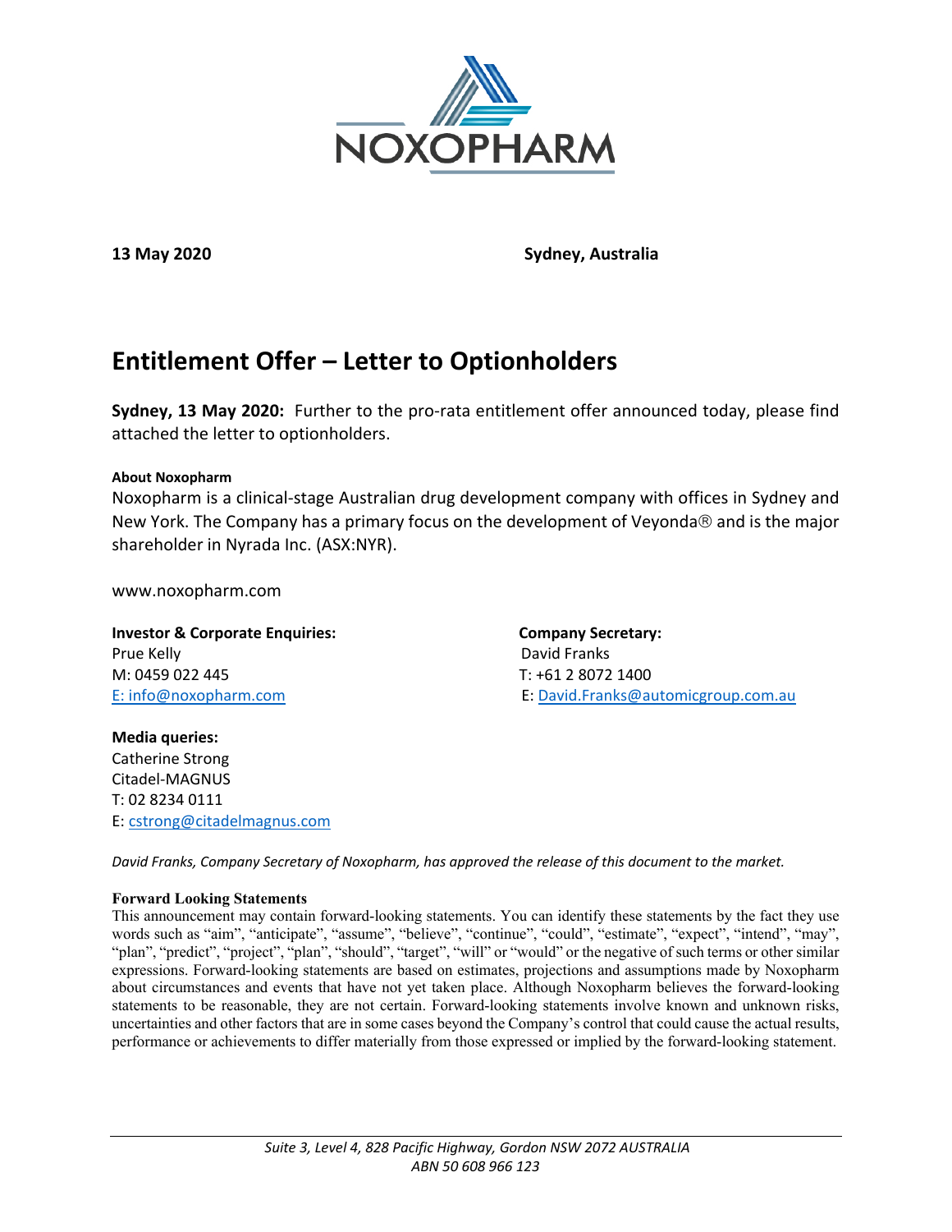NOXOPHARM

**13 May 2020** **Sydney, Australia**

# Entitlement Offer – Letter to Optionholders

**Sydney, 13 May 2020:** Further to the pro-rata entitlement offer announced today, please find attached the letter to optionholders.

**About Noxopharm**

Noxopharm is a clinical-stage Australian drug development company with offices in Sydney and New York. The Company has a primary focus on the development of Veyonda® and is the major shareholder in Nyrada Inc. (ASX:NYR).

www.noxopharm.com

**Investor & Corporate Enquiries:**
Prue Kelly
M: 0459 022 445
E: info@noxopharm.com

**Company Secretary:**
David Franks
T: +61 2 8072 1400
E: David.Franks@automicgroup.com.au

**Media queries:**
Catherine Strong
Citadel-MAGNUS
T: 02 8234 0111
E: cstrong@citadelmagnus.com

*David Franks, Company Secretary of Noxopharm, has approved the release of this document to the market.*

**Forward Looking Statements**

This announcement may contain forward-looking statements. You can identify these statements by the fact they use words such as "aim", "anticipate", "assume", "believe", "continue", "could", "estimate", "expect", "intend", "may", "plan", "predict", "project", "plan", "should", "target", "will" or "would" or the negative of such terms or other similar expressions. Forward-looking statements are based on estimates, projections and assumptions made by Noxopharm about circumstances and events that have not yet taken place. Although Noxopharm believes the forward-looking statements to be reasonable, they are not certain. Forward-looking statements involve known and unknown risks, uncertainties and other factors that are in some cases beyond the Company's control that could cause the actual results, performance or achievements to differ materially from those expressed or implied by the forward-looking statement.

*Suite 3, Level 4, 828 Pacific Highway, Gordon NSW 2072 AUSTRALIA*
*ABN 50 608 966 123*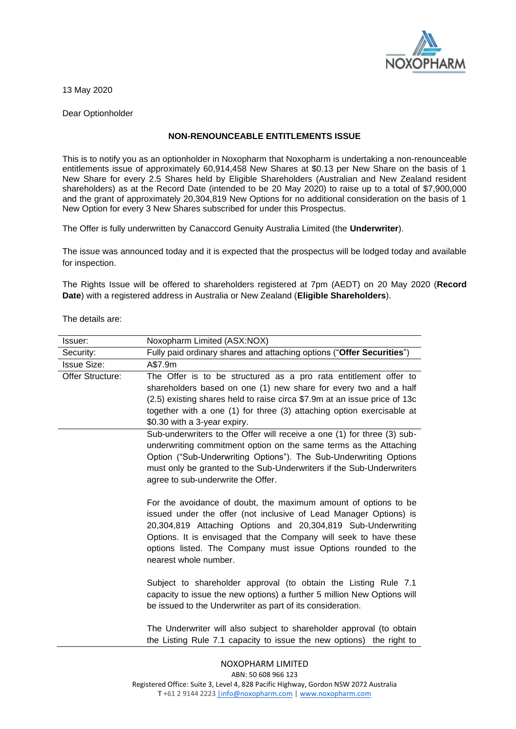13 May 2020

Dear Optionholder

**NON-RENOUNCEABLE ENTITLEMENTS ISSUE**

This is to notify you as an optionholder in Noxopharm that Noxopharm is undertaking a non-renounceable entitlements issue of approximately 60,914,458 New Shares at $0.13 per New Share on the basis of 1 New Share for every 2.5 Shares held by Eligible Shareholders (Australian and New Zealand resident shareholders) as at the Record Date (intended to be 20 May 2020) to raise up to a total of $7,900,000 and the grant of approximately 20,304,819 New Options for no additional consideration on the basis of 1 New Option for every 3 New Shares subscribed for under this Prospectus.

The Offer is fully underwritten by Canaccord Genuity Australia Limited (the **Underwriter**).

The issue was announced today and it is expected that the prospectus will be lodged today and available for inspection.

The Rights Issue will be offered to shareholders registered at 7pm (AEDT) on 20 May 2020 (**Record Date**) with a registered address in Australia or New Zealand (**Eligible Shareholders**).

The details are:

| | |
|---|---|
| Issuer: | Noxopharm Limited (ASX:NOX) |
| Security: | Fully paid ordinary shares and attaching options ("**Offer Securities**") |
| Issue Size: | A$7.9m |
| Offer Structure: | The Offer is to be structured as a pro rata entitlement offer to shareholders based on one (1) new share for every two and a half (2.5) existing shares held to raise circa $7.9m at an issue price of 13c together with a one (1) for three (3) attaching option exercisable at $0.30 with a 3-year expiry. |
| | Sub-underwriters to the Offer will receive a one (1) for three (3) sub-underwriting commitment option on the same terms as the Attaching Option ("Sub-Underwriting Options"). The Sub-Underwriting Options must only be granted to the Sub-Underwriters if the Sub-Underwriters agree to sub-underwrite the Offer.<br><br>For the avoidance of doubt, the maximum amount of options to be issued under the offer (not inclusive of Lead Manager Options) is 20,304,819 Attaching Options and 20,304,819 Sub-Underwriting Options. It is envisaged that the Company will seek to have these options listed. The Company must issue Options rounded to the nearest whole number.<br><br>Subject to shareholder approval (to obtain the Listing Rule 7.1 capacity to issue the new options) a further 5 million New Options will be issued to the Underwriter as part of its consideration.<br><br>The Underwriter will also subject to shareholder approval (to obtain the Listing Rule 7.1 capacity to issue the new options) the right to |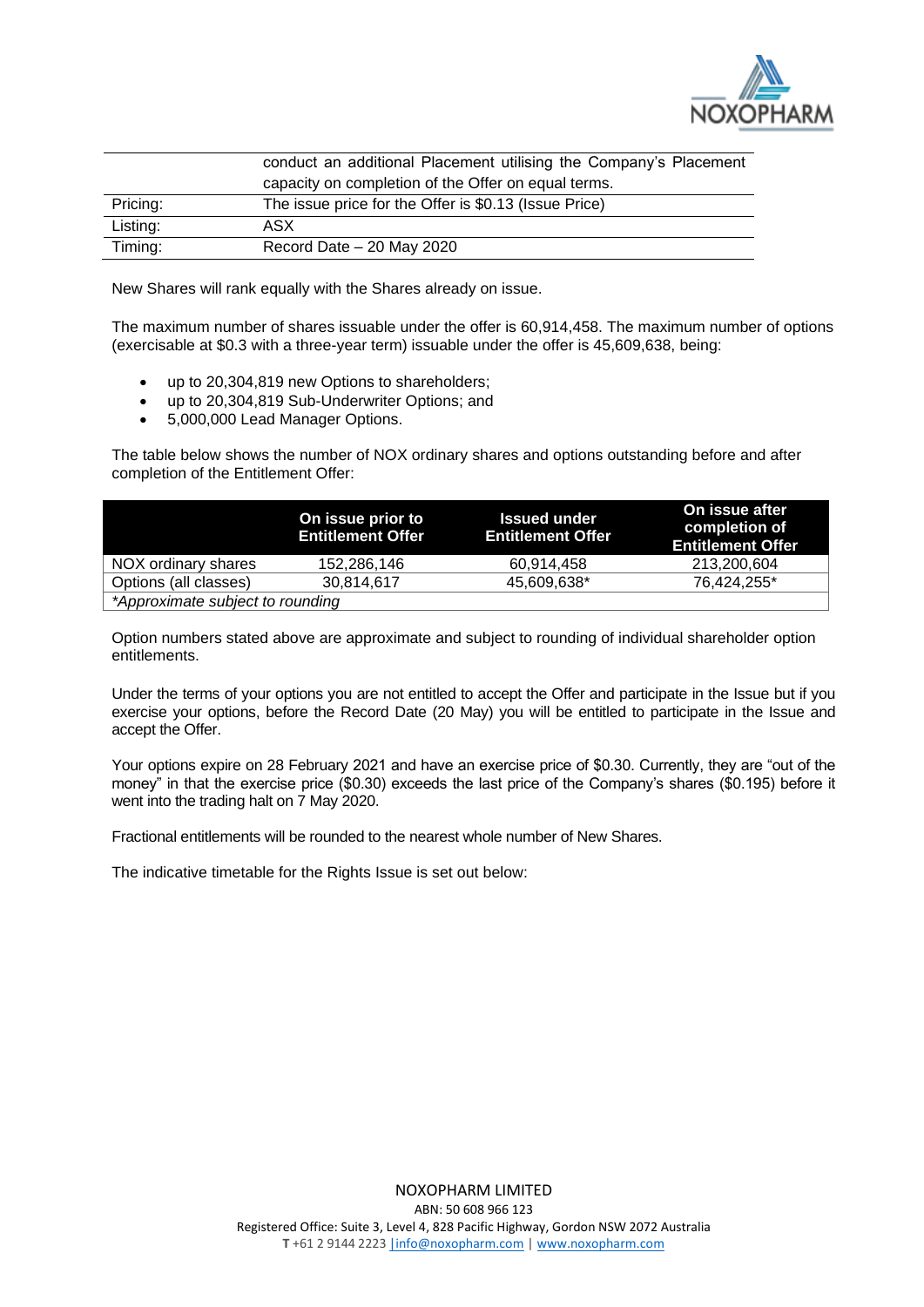| | |
|---|---|
| | conduct an additional Placement utilising the Company's Placement capacity on completion of the Offer on equal terms. |
| Pricing: | The issue price for the Offer is $0.13 (Issue Price) |
| Listing: | ASX |
| Timing: | Record Date – 20 May 2020 |

New Shares will rank equally with the Shares already on issue.

The maximum number of shares issuable under the offer is 60,914,458. The maximum number of options (exercisable at $0.3 with a three-year term) issuable under the offer is 45,609,638, being:

- up to 20,304,819 new Options to shareholders;
- up to 20,304,819 Sub-Underwriter Options; and
- 5,000,000 Lead Manager Options.

The table below shows the number of NOX ordinary shares and options outstanding before and after completion of the Entitlement Offer:

| | On issue prior to Entitlement Offer | Issued under Entitlement Offer | On issue after completion of Entitlement Offer |
|---|---|---|---|
| NOX ordinary shares | 152,286,146 | 60,914,458 | 213,200,604 |
| Options (all classes) | 30,814,617 | 45,609,638* | 76,424,255* |
| *Approximate subject to rounding* | | | |

Option numbers stated above are approximate and subject to rounding of individual shareholder option entitlements.

Under the terms of your options you are not entitled to accept the Offer and participate in the Issue but if you exercise your options, before the Record Date (20 May) you will be entitled to participate in the Issue and accept the Offer.

Your options expire on 28 February 2021 and have an exercise price of $0.30. Currently, they are "out of the money" in that the exercise price ($0.30) exceeds the last price of the Company's shares ($0.195) before it went into the trading halt on 7 May 2020.

Fractional entitlements will be rounded to the nearest whole number of New Shares.

The indicative timetable for the Rights Issue is set out below: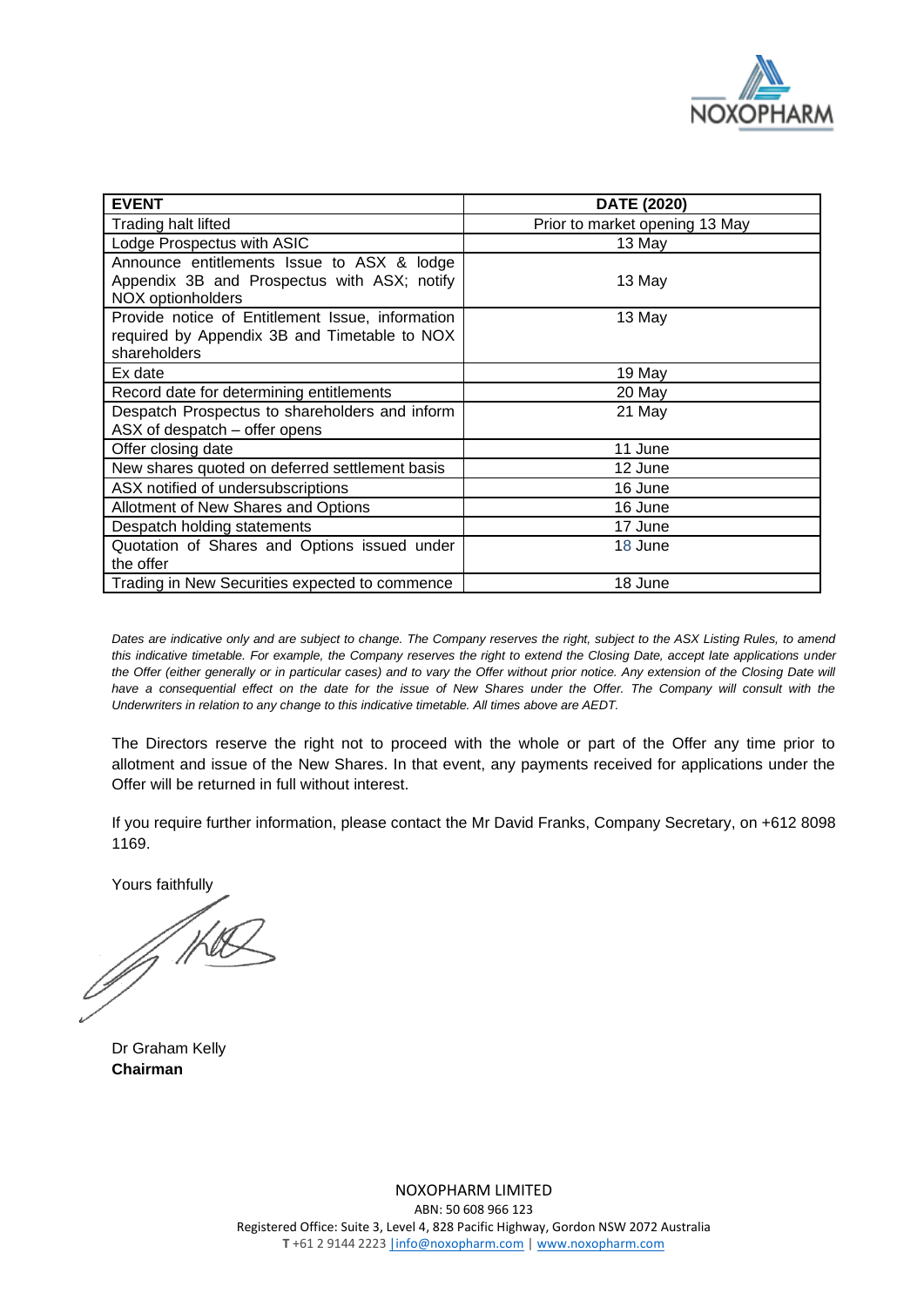| EVENT | DATE (2020) |
| --- | --- |
| Trading halt lifted | Prior to market opening 13 May |
| Lodge Prospectus with ASIC | 13 May |
| Announce entitlements Issue to ASX & lodge Appendix 3B and Prospectus with ASX; notify NOX optionholders | 13 May |
| Provide notice of Entitlement Issue, information required by Appendix 3B and Timetable to NOX shareholders | 13 May |
| Ex date | 19 May |
| Record date for determining entitlements | 20 May |
| Despatch Prospectus to shareholders and inform ASX of despatch – offer opens | 21 May |
| Offer closing date | 11 June |
| New shares quoted on deferred settlement basis | 12 June |
| ASX notified of undersubscriptions | 16 June |
| Allotment of New Shares and Options | 16 June |
| Despatch holding statements | 17 June |
| Quotation of Shares and Options issued under the offer | 18 June |
| Trading in New Securities expected to commence | 18 June |

*Dates are indicative only and are subject to change. The Company reserves the right, subject to the ASX Listing Rules, to amend this indicative timetable. For example, the Company reserves the right to extend the Closing Date, accept late applications under the Offer (either generally or in particular cases) and to vary the Offer without prior notice. Any extension of the Closing Date will have a consequential effect on the date for the issue of New Shares under the Offer. The Company will consult with the Underwriters in relation to any change to this indicative timetable. All times above are AEDT.*

The Directors reserve the right not to proceed with the whole or part of the Offer any time prior to allotment and issue of the New Shares. In that event, any payments received for applications under the Offer will be returned in full without interest.

If you require further information, please contact the Mr David Franks, Company Secretary, on +612 8098 1169.

Yours faithfully

Dr Graham Kelly
**Chairman**